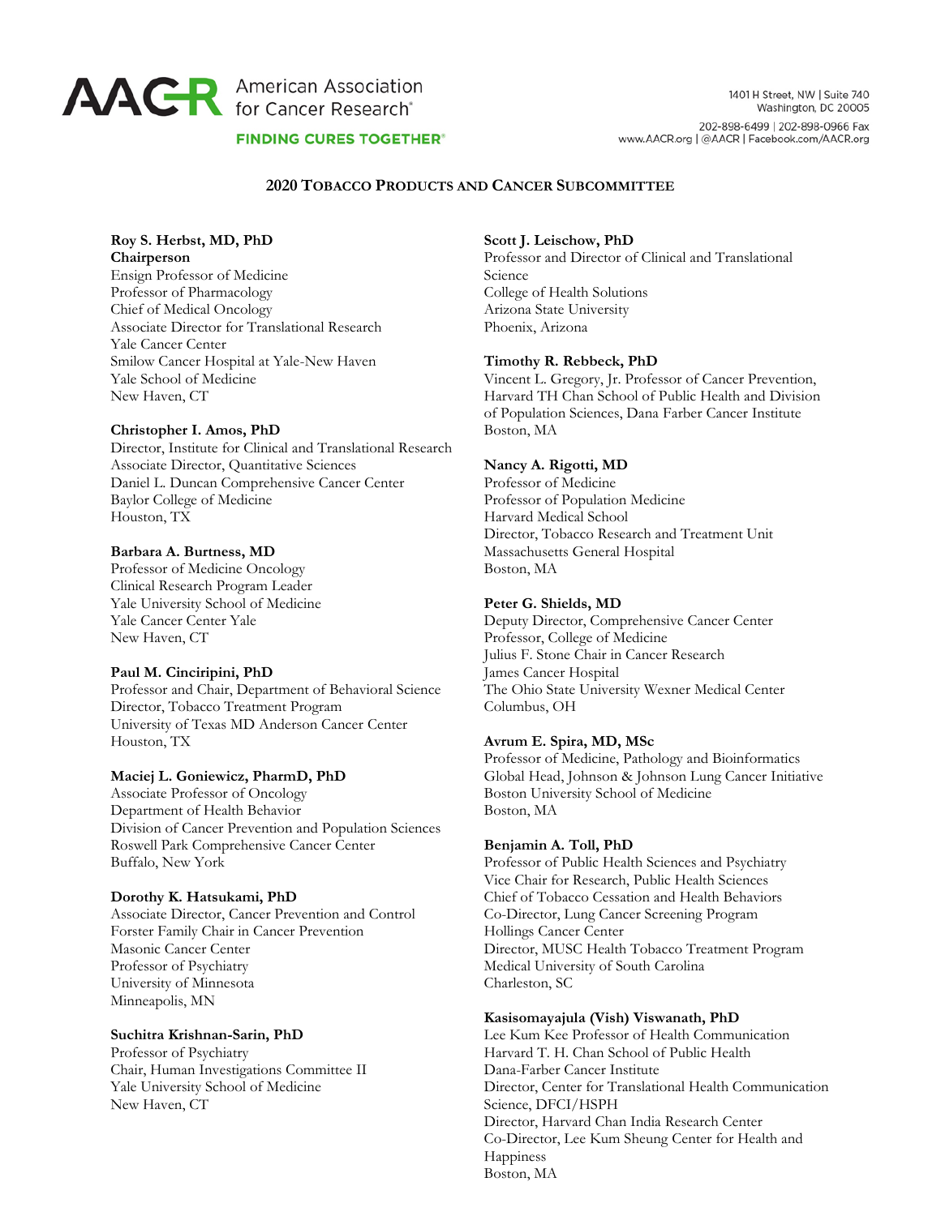American Association for Cancer Research®

FINDING CURES TOGETHER®

1401 H Street, NW | Suite 740
Washington, DC 20005

202-898-6499 | 202-898-0966 Fax
www.AACR.org | @AACR | Facebook.com/AACR.org

## 2020 Tobacco Products and Cancer Subcommittee

**Roy S. Herbst, MD, PhD**
**Chairperson**
Ensign Professor of Medicine
Professor of Pharmacology
Chief of Medical Oncology
Associate Director for Translational Research
Yale Cancer Center
Smilow Cancer Hospital at Yale-New Haven
Yale School of Medicine
New Haven, CT

**Christopher I. Amos, PhD**
Director, Institute for Clinical and Translational Research
Associate Director, Quantitative Sciences
Daniel L. Duncan Comprehensive Cancer Center
Baylor College of Medicine
Houston, TX

**Barbara A. Burtness, MD**
Professor of Medicine Oncology
Clinical Research Program Leader
Yale University School of Medicine
Yale Cancer Center Yale
New Haven, CT

**Paul M. Cinciripini, PhD**
Professor and Chair, Department of Behavioral Science
Director, Tobacco Treatment Program
University of Texas MD Anderson Cancer Center
Houston, TX

**Maciej L. Goniewicz, PharmD, PhD**
Associate Professor of Oncology
Department of Health Behavior
Division of Cancer Prevention and Population Sciences
Roswell Park Comprehensive Cancer Center
Buffalo, New York

**Dorothy K. Hatsukami, PhD**
Associate Director, Cancer Prevention and Control
Forster Family Chair in Cancer Prevention
Masonic Cancer Center
Professor of Psychiatry
University of Minnesota
Minneapolis, MN

**Suchitra Krishnan-Sarin, PhD**
Professor of Psychiatry
Chair, Human Investigations Committee II
Yale University School of Medicine
New Haven, CT

**Scott J. Leischow, PhD**
Professor and Director of Clinical and Translational Science
College of Health Solutions
Arizona State University
Phoenix, Arizona

**Timothy R. Rebbeck, PhD**
Vincent L. Gregory, Jr. Professor of Cancer Prevention, Harvard TH Chan School of Public Health and Division of Population Sciences, Dana Farber Cancer Institute
Boston, MA

**Nancy A. Rigotti, MD**
Professor of Medicine
Professor of Population Medicine
Harvard Medical School
Director, Tobacco Research and Treatment Unit
Massachusetts General Hospital
Boston, MA

**Peter G. Shields, MD**
Deputy Director, Comprehensive Cancer Center
Professor, College of Medicine
Julius F. Stone Chair in Cancer Research
James Cancer Hospital
The Ohio State University Wexner Medical Center
Columbus, OH

**Avrum E. Spira, MD, MSc**
Professor of Medicine, Pathology and Bioinformatics
Global Head, Johnson & Johnson Lung Cancer Initiative
Boston University School of Medicine
Boston, MA

**Benjamin A. Toll, PhD**
Professor of Public Health Sciences and Psychiatry
Vice Chair for Research, Public Health Sciences
Chief of Tobacco Cessation and Health Behaviors
Co-Director, Lung Cancer Screening Program
Hollings Cancer Center
Director, MUSC Health Tobacco Treatment Program
Medical University of South Carolina
Charleston, SC

**Kasisomayajula (Vish) Viswanath, PhD**
Lee Kum Kee Professor of Health Communication
Harvard T. H. Chan School of Public Health
Dana-Farber Cancer Institute
Director, Center for Translational Health Communication Science, DFCI/HSPH
Director, Harvard Chan India Research Center
Co-Director, Lee Kum Sheung Center for Health and Happiness
Boston, MA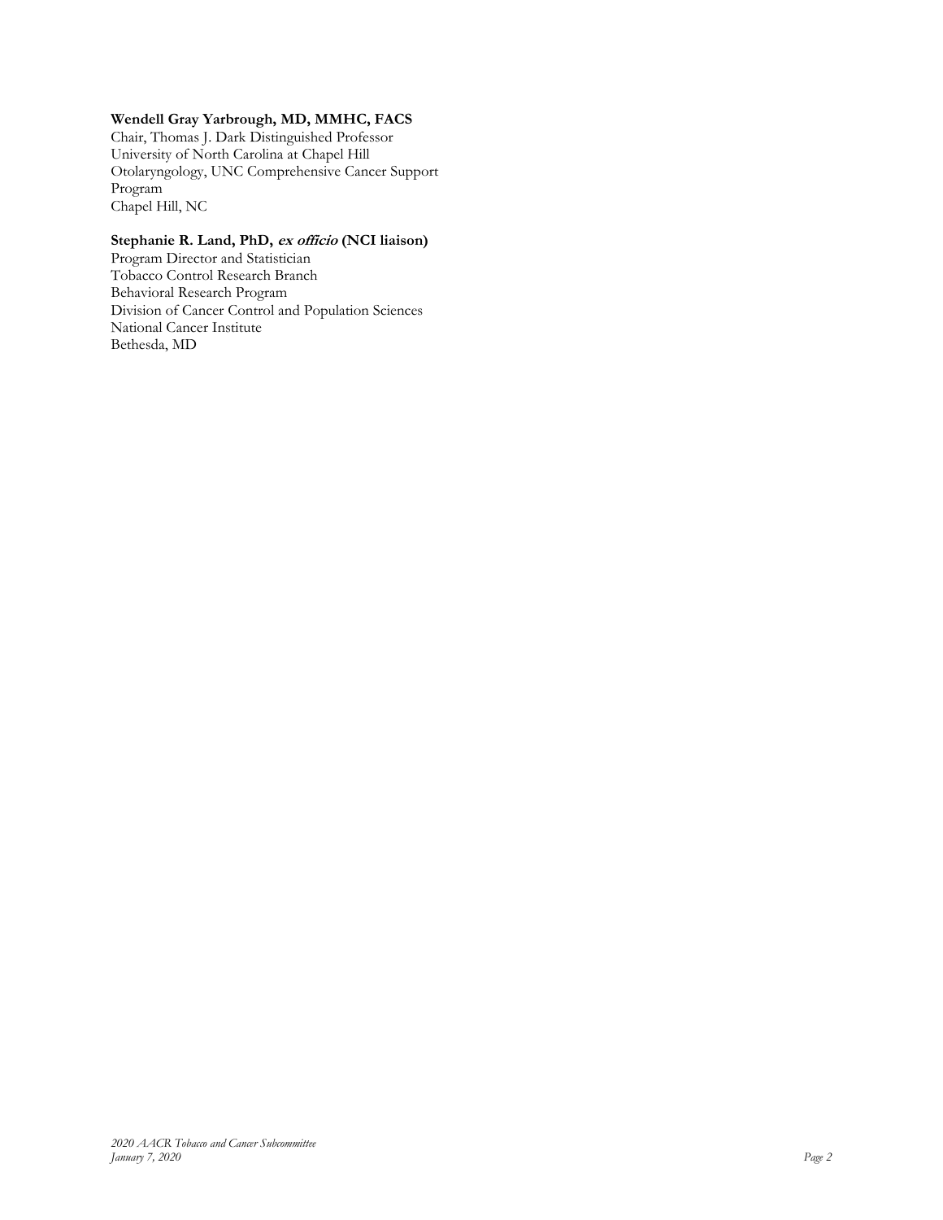**Wendell Gray Yarbrough, MD, MMHC, FACS**
Chair, Thomas J. Dark Distinguished Professor
University of North Carolina at Chapel Hill
Otolaryngology, UNC Comprehensive Cancer Support Program
Chapel Hill, NC

**Stephanie R. Land, PhD, *ex officio* (NCI liaison)**
Program Director and Statistician
Tobacco Control Research Branch
Behavioral Research Program
Division of Cancer Control and Population Sciences
National Cancer Institute
Bethesda, MD